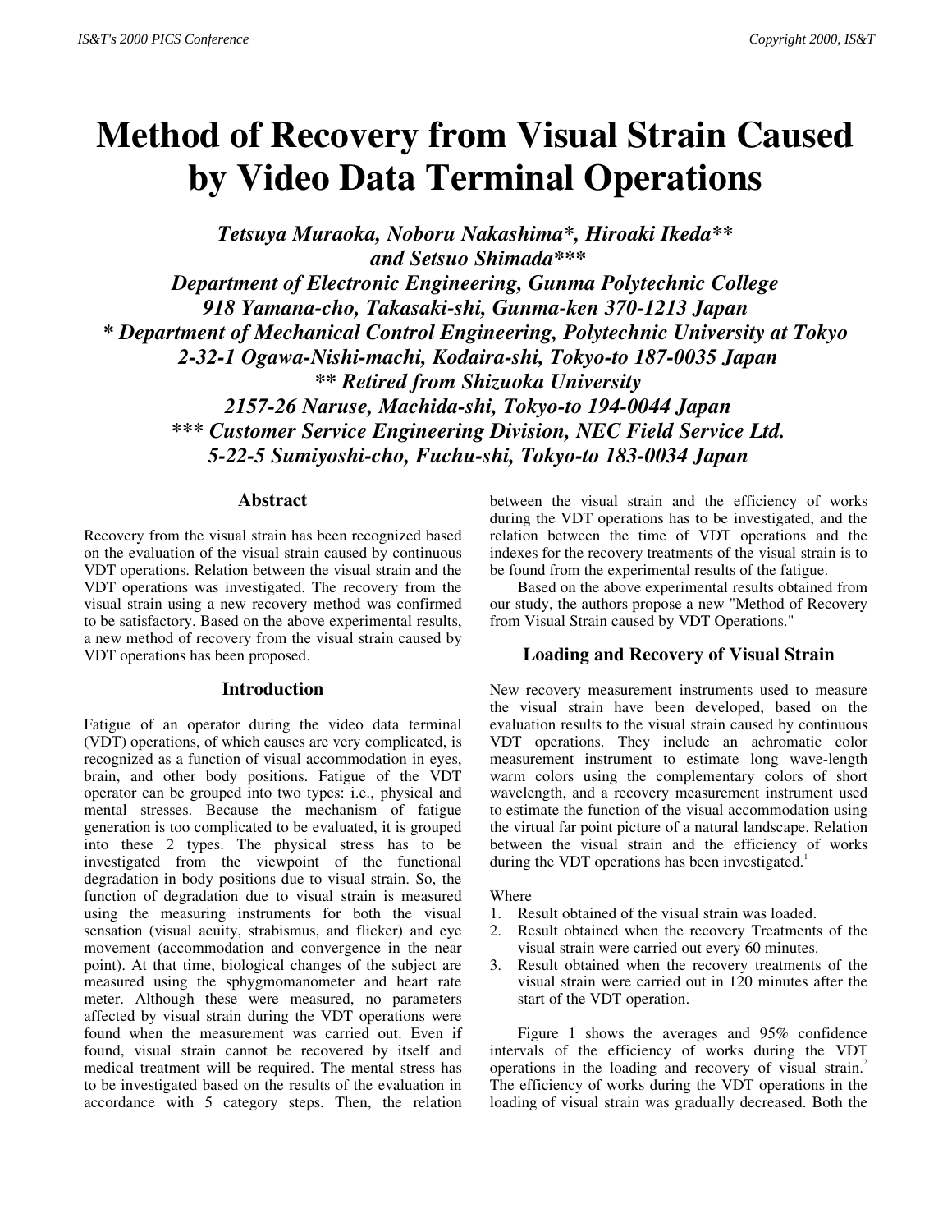# Method of Recovery from Visual Strain Caused by Video Data Terminal Operations

***Tetsuya Muraoka, Noboru Nakashima\*, Hiroaki Ikeda\*\* and Setsuo Shimada\*\*\****

***Department of Electronic Engineering, Gunma Polytechnic College***
***918 Yamana-cho, Takasaki-shi, Gunma-ken 370-1213 Japan***
***\* Department of Mechanical Control Engineering, Polytechnic University at Tokyo***
***2-32-1 Ogawa-Nishi-machi, Kodaira-shi, Tokyo-to 187-0035 Japan***
***\*\* Retired from Shizuoka University***
***2157-26 Naruse, Machida-shi, Tokyo-to 194-0044 Japan***
***\*\*\* Customer Service Engineering Division, NEC Field Service Ltd.***
***5-22-5 Sumiyoshi-cho, Fuchu-shi, Tokyo-to 183-0034 Japan***

## Abstract

Recovery from the visual strain has been recognized based on the evaluation of the visual strain caused by continuous VDT operations. Relation between the visual strain and the VDT operations was investigated. The recovery from the visual strain using a new recovery method was confirmed to be satisfactory. Based on the above experimental results, a new method of recovery from the visual strain caused by VDT operations has been proposed.

## Introduction

Fatigue of an operator during the video data terminal (VDT) operations, of which causes are very complicated, is recognized as a function of visual accommodation in eyes, brain, and other body positions. Fatigue of the VDT operator can be grouped into two types: i.e., physical and mental stresses. Because the mechanism of fatigue generation is too complicated to be evaluated, it is grouped into these 2 types. The physical stress has to be investigated from the viewpoint of the functional degradation in body positions due to visual strain. So, the function of degradation due to visual strain is measured using the measuring instruments for both the visual sensation (visual acuity, strabismus, and flicker) and eye movement (accommodation and convergence in the near point). At that time, biological changes of the subject are measured using the sphygmomanometer and heart rate meter. Although these were measured, no parameters affected by visual strain during the VDT operations were found when the measurement was carried out. Even if found, visual strain cannot be recovered by itself and medical treatment will be required. The mental stress has to be investigated based on the results of the evaluation in accordance with 5 category steps. Then, the relation between the visual strain and the efficiency of works during the VDT operations has to be investigated, and the relation between the time of VDT operations and the indexes for the recovery treatments of the visual strain is to be found from the experimental results of the fatigue.

Based on the above experimental results obtained from our study, the authors propose a new "Method of Recovery from Visual Strain caused by VDT Operations."

## Loading and Recovery of Visual Strain

New recovery measurement instruments used to measure the visual strain have been developed, based on the evaluation results to the visual strain caused by continuous VDT operations. They include an achromatic color measurement instrument to estimate long wave-length warm colors using the complementary colors of short wavelength, and a recovery measurement instrument used to estimate the function of the visual accommodation using the virtual far point picture of a natural landscape. Relation between the visual strain and the efficiency of works during the VDT operations has been investigated.[1]

Where

1. Result obtained of the visual strain was loaded.
2. Result obtained when the recovery Treatments of the visual strain were carried out every 60 minutes.
3. Result obtained when the recovery treatments of the visual strain were carried out in 120 minutes after the start of the VDT operation.

Figure 1 shows the averages and 95% confidence intervals of the efficiency of works during the VDT operations in the loading and recovery of visual strain.[2] The efficiency of works during the VDT operations in the loading of visual strain was gradually decreased. Both the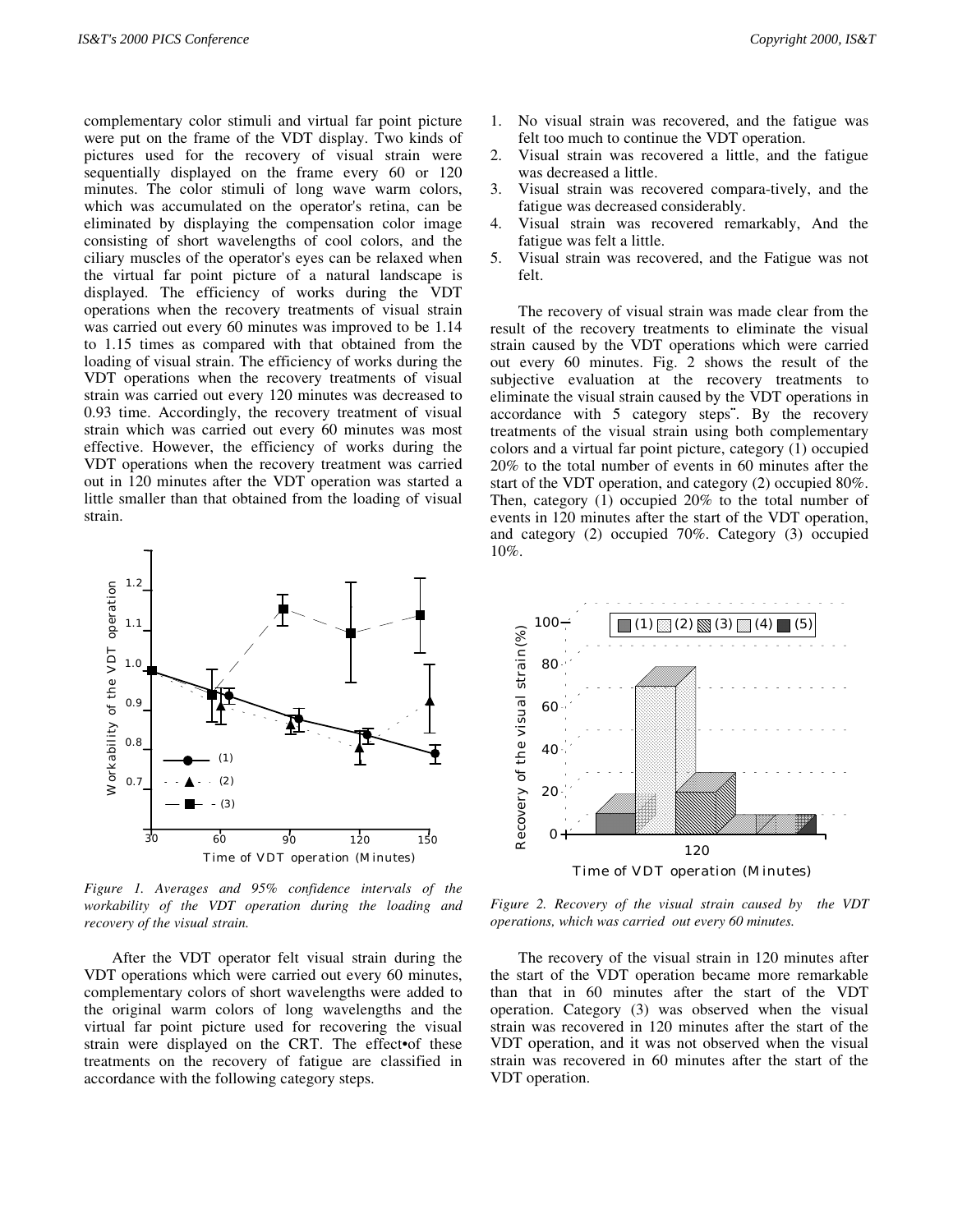complementary color stimuli and virtual far point picture were put on the frame of the VDT display. Two kinds of pictures used for the recovery of visual strain were sequentially displayed on the frame every 60 or 120 minutes. The color stimuli of long wave warm colors, which was accumulated on the operator's retina, can be eliminated by displaying the compensation color image consisting of short wavelengths of cool colors, and the ciliary muscles of the operator's eyes can be relaxed when the virtual far point picture of a natural landscape is displayed. The efficiency of works during the VDT operations when the recovery treatments of visual strain was carried out every 60 minutes was improved to be 1.14 to 1.15 times as compared with that obtained from the loading of visual strain. The efficiency of works during the VDT operations when the recovery treatments of visual strain was carried out every 120 minutes was decreased to 0.93 time. Accordingly, the recovery treatment of visual strain which was carried out every 60 minutes was most effective. However, the efficiency of works during the VDT operations when the recovery treatment was carried out in 120 minutes after the VDT operation was started a little smaller than that obtained from the loading of visual strain.

*Figure 1. Averages and 95% confidence intervals of the workability of the VDT operation during the loading and recovery of the visual strain.*

After the VDT operator felt visual strain during the VDT operations which were carried out every 60 minutes, complementary colors of short wavelengths were added to the original warm colors of long wavelengths and the virtual far point picture used for recovering the visual strain were displayed on the CRT. The effect•of these treatments on the recovery of fatigue are classified in accordance with the following category steps.

1. No visual strain was recovered, and the fatigue was felt too much to continue the VDT operation.
2. Visual strain was recovered a little, and the fatigue was decreased a little.
3. Visual strain was recovered compara-tively, and the fatigue was decreased considerably.
4. Visual strain was recovered remarkably, And the fatigue was felt a little.
5. Visual strain was recovered, and the Fatigue was not felt.

The recovery of visual strain was made clear from the result of the recovery treatments to eliminate the visual strain caused by the VDT operations which were carried out every 60 minutes. Fig. 2 shows the result of the subjective evaluation at the recovery treatments to eliminate the visual strain caused by the VDT operations in accordance with 5 category steps¨. By the recovery treatments of the visual strain using both complementary colors and a virtual far point picture, category (1) occupied 20% to the total number of events in 60 minutes after the start of the VDT operation, and category (2) occupied 80%. Then, category (1) occupied 20% to the total number of events in 120 minutes after the start of the VDT operation, and category (2) occupied 70%. Category (3) occupied 10%.

*Figure 2. Recovery of the visual strain caused by the VDT operations, which was carried out every 60 minutes.*

The recovery of the visual strain in 120 minutes after the start of the VDT operation became more remarkable than that in 60 minutes after the start of the VDT operation. Category (3) was observed when the visual strain was recovered in 120 minutes after the start of the VDT operation, and it was not observed when the visual strain was recovered in 60 minutes after the start of the VDT operation.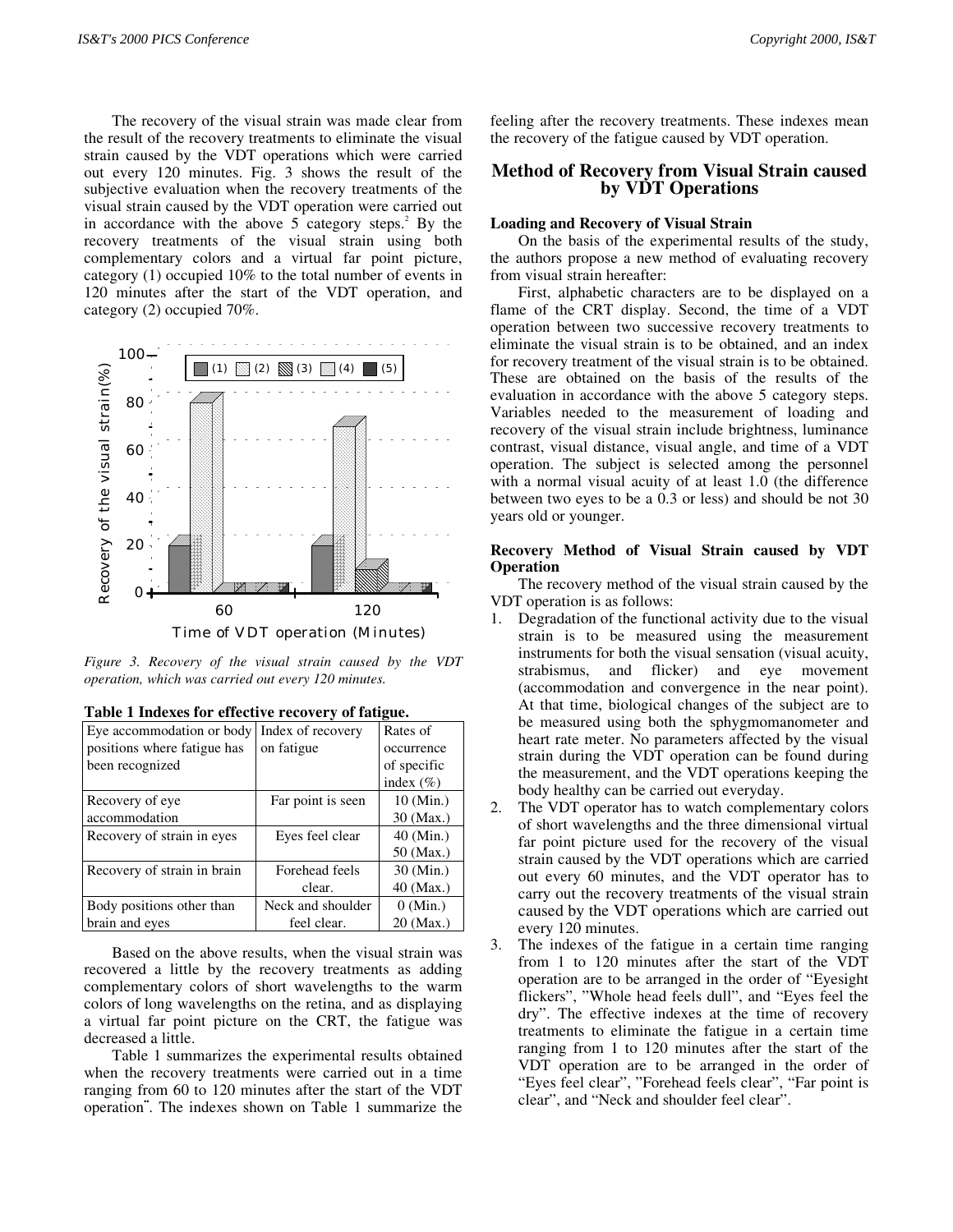The recovery of the visual strain was made clear from the result of the recovery treatments to eliminate the visual strain caused by the VDT operations which were carried out every 120 minutes. Fig. 3 shows the result of the subjective evaluation when the recovery treatments of the visual strain caused by the VDT operation were carried out in accordance with the above 5 category steps.[2] By the recovery treatments of the visual strain using both complementary colors and a virtual far point picture, category (1) occupied 10% to the total number of events in 120 minutes after the start of the VDT operation, and category (2) occupied 70%.

*Figure 3. Recovery of the visual strain caused by the VDT operation, which was carried out every 120 minutes.*

**Table 1 Indexes for effective recovery of fatigue.**

| Eye accommodation or body positions where fatigue has been recognized | Index of recovery on fatigue | Rates of occurrence of specific index (%) |
|---|---|---|
| Recovery of eye accommodation | Far point is seen | 10 (Min.) 30 (Max.) |
| Recovery of strain in eyes | Eyes feel clear | 40 (Min.) 50 (Max.) |
| Recovery of strain in brain | Forehead feels clear. | 30 (Min.) 40 (Max.) |
| Body positions other than brain and eyes | Neck and shoulder feel clear. | 0 (Min.) 20 (Max.) |

Based on the above results, when the visual strain was recovered a little by the recovery treatments as adding complementary colors of short wavelengths to the warm colors of long wavelengths on the retina, and as displaying a virtual far point picture on the CRT, the fatigue was decreased a little.

Table 1 summarizes the experimental results obtained when the recovery treatments were carried out in a time ranging from 60 to 120 minutes after the start of the VDT operation¨. The indexes shown on Table 1 summarize the feeling after the recovery treatments. These indexes mean the recovery of the fatigue caused by VDT operation.

## Method of Recovery from Visual Strain caused by VDT Operations

### Loading and Recovery of Visual Strain

On the basis of the experimental results of the study, the authors propose a new method of evaluating recovery from visual strain hereafter:

First, alphabetic characters are to be displayed on a flame of the CRT display. Second, the time of a VDT operation between two successive recovery treatments to eliminate the visual strain is to be obtained, and an index for recovery treatment of the visual strain is to be obtained. These are obtained on the basis of the results of the evaluation in accordance with the above 5 category steps. Variables needed to the measurement of loading and recovery of the visual strain include brightness, luminance contrast, visual distance, visual angle, and time of a VDT operation. The subject is selected among the personnel with a normal visual acuity of at least 1.0 (the difference between two eyes to be a 0.3 or less) and should be not 30 years old or younger.

### Recovery Method of Visual Strain caused by VDT Operation

The recovery method of the visual strain caused by the VDT operation is as follows:

1. Degradation of the functional activity due to the visual strain is to be measured using the measurement instruments for both the visual sensation (visual acuity, strabismus, and flicker) and eye movement (accommodation and convergence in the near point). At that time, biological changes of the subject are to be measured using both the sphygmomanometer and heart rate meter. No parameters affected by the visual strain during the VDT operation can be found during the measurement, and the VDT operations keeping the body healthy can be carried out everyday.
2. The VDT operator has to watch complementary colors of short wavelengths and the three dimensional virtual far point picture used for the recovery of the visual strain caused by the VDT operations which are carried out every 60 minutes, and the VDT operator has to carry out the recovery treatments of the visual strain caused by the VDT operations which are carried out every 120 minutes.
3. The indexes of the fatigue in a certain time ranging from 1 to 120 minutes after the start of the VDT operation are to be arranged in the order of "Eyesight flickers", "Whole head feels dull", and "Eyes feel the dry". The effective indexes at the time of recovery treatments to eliminate the fatigue in a certain time ranging from 1 to 120 minutes after the start of the VDT operation are to be arranged in the order of "Eyes feel clear", "Forehead feels clear", "Far point is clear", and "Neck and shoulder feel clear".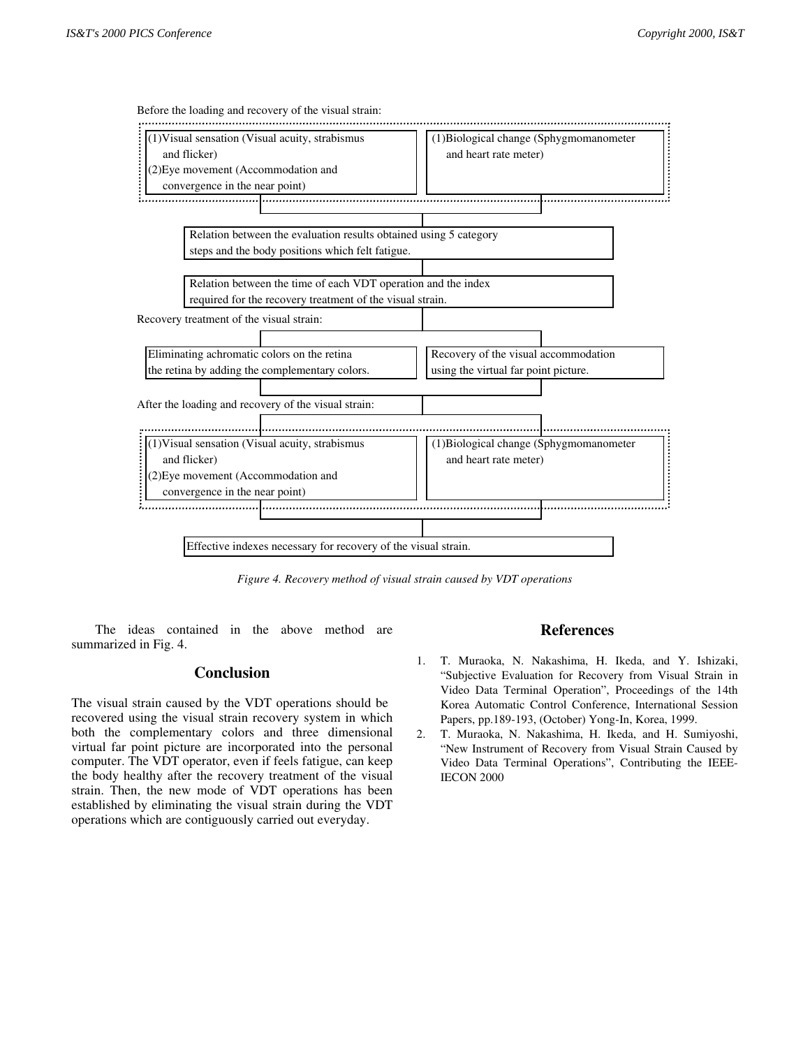Before the loading and recovery of the visual strain:

(1)Visual sensation (Visual acuity, strabismus and flicker)
(2)Eye movement (Accommodation and convergence in the near point)

(1)Biological change (Sphygmomanometer and heart rate meter)

Relation between the evaluation results obtained using 5 category steps and the body positions which felt fatigue.

Relation between the time of each VDT operation and the index required for the recovery treatment of the visual strain.

Recovery treatment of the visual strain:

Eliminating achromatic colors on the retina the retina by adding the complementary colors.

Recovery of the visual accommodation using the virtual far point picture.

After the loading and recovery of the visual strain:

(1)Visual sensation (Visual acuity, strabismus and flicker)
(2)Eye movement (Accommodation and convergence in the near point)

(1)Biological change (Sphygmomanometer and heart rate meter)

Effective indexes necessary for recovery of the visual strain.

*Figure 4. Recovery method of visual strain caused by VDT operations*

The ideas contained in the above method are summarized in Fig. 4.

## Conclusion

The visual strain caused by the VDT operations should be recovered using the visual strain recovery system in which both the complementary colors and three dimensional virtual far point picture are incorporated into the personal computer. The VDT operator, even if feels fatigue, can keep the body healthy after the recovery treatment of the visual strain. Then, the new mode of VDT operations has been established by eliminating the visual strain during the VDT operations which are contiguously carried out everyday.

## References

1. T. Muraoka, N. Nakashima, H. Ikeda, and Y. Ishizaki, "Subjective Evaluation for Recovery from Visual Strain in Video Data Terminal Operation", Proceedings of the 14th Korea Automatic Control Conference, International Session Papers, pp.189-193, (October) Yong-In, Korea, 1999.
2. T. Muraoka, N. Nakashima, H. Ikeda, and H. Sumiyoshi, "New Instrument of Recovery from Visual Strain Caused by Video Data Terminal Operations", Contributing the IEEE-IECON 2000